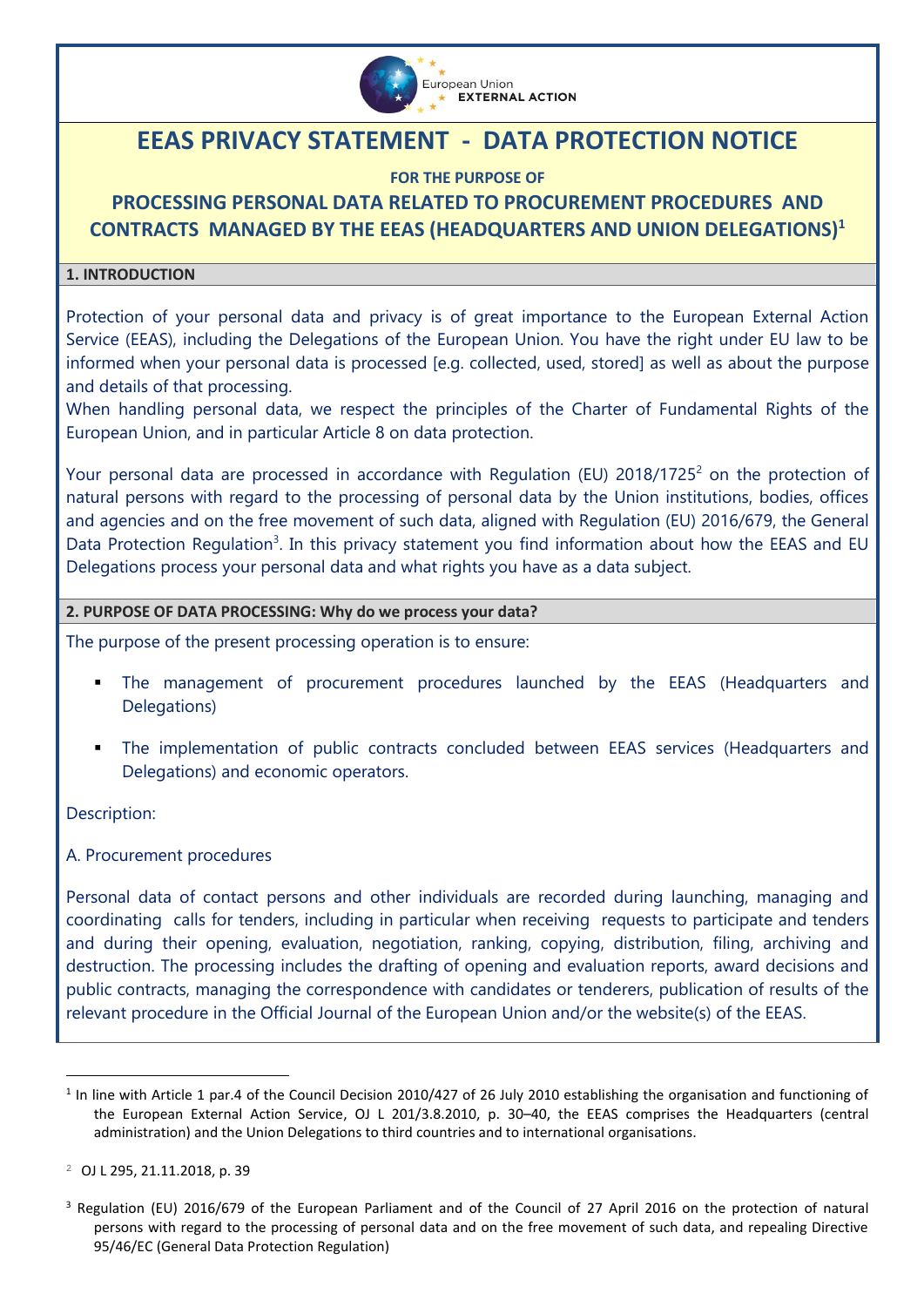# EEAS PRIVACY STATEMENT - DATA PROTECTION NOTICE

**FOR THE PURPOSE OF**

## PROCESSING PERSONAL DATA RELATED TO PROCUREMENT PROCEDURES AND CONTRACTS MANAGED BY THE EEAS (HEADQUARTERS AND UNION DELEGATIONS)[1]

### 1. INTRODUCTION

Protection of your personal data and privacy is of great importance to the European External Action Service (EEAS), including the Delegations of the European Union. You have the right under EU law to be informed when your personal data is processed [e.g. collected, used, stored] as well as about the purpose and details of that processing.

When handling personal data, we respect the principles of the Charter of Fundamental Rights of the European Union, and in particular Article 8 on data protection.

Your personal data are processed in accordance with Regulation (EU) 2018/1725[2] on the protection of natural persons with regard to the processing of personal data by the Union institutions, bodies, offices and agencies and on the free movement of such data, aligned with Regulation (EU) 2016/679, the General Data Protection Regulation[3]. In this privacy statement you find information about how the EEAS and EU Delegations process your personal data and what rights you have as a data subject.

### 2. PURPOSE OF DATA PROCESSING: Why do we process your data?

The purpose of the present processing operation is to ensure:

- The management of procurement procedures launched by the EEAS (Headquarters and Delegations)
- The implementation of public contracts concluded between EEAS services (Headquarters and Delegations) and economic operators.

Description:

A. Procurement procedures

Personal data of contact persons and other individuals are recorded during launching, managing and coordinating calls for tenders, including in particular when receiving requests to participate and tenders and during their opening, evaluation, negotiation, ranking, copying, distribution, filing, archiving and destruction. The processing includes the drafting of opening and evaluation reports, award decisions and public contracts, managing the correspondence with candidates or tenderers, publication of results of the relevant procedure in the Official Journal of the European Union and/or the website(s) of the EEAS.

---

[1] In line with Article 1 par.4 of the Council Decision 2010/427 of 26 July 2010 establishing the organisation and functioning of the European External Action Service, OJ L 201/3.8.2010, p. 30–40, the EEAS comprises the Headquarters (central administration) and the Union Delegations to third countries and to international organisations.

[2] OJ L 295, 21.11.2018, p. 39

[3] Regulation (EU) 2016/679 of the European Parliament and of the Council of 27 April 2016 on the protection of natural persons with regard to the processing of personal data and on the free movement of such data, and repealing Directive 95/46/EC (General Data Protection Regulation)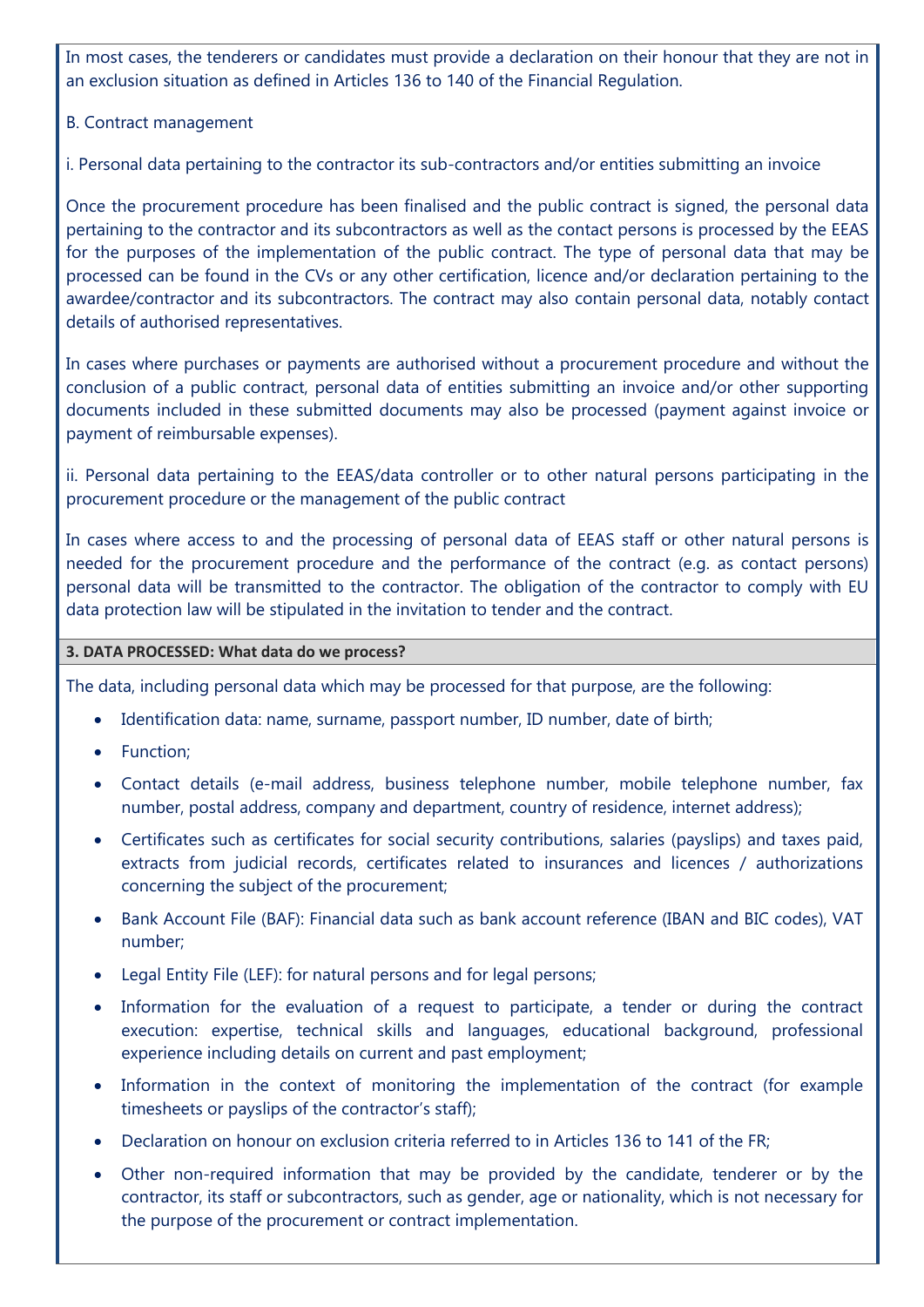In most cases, the tenderers or candidates must provide a declaration on their honour that they are not in an exclusion situation as defined in Articles 136 to 140 of the Financial Regulation.

B. Contract management

i. Personal data pertaining to the contractor its sub-contractors and/or entities submitting an invoice

Once the procurement procedure has been finalised and the public contract is signed, the personal data pertaining to the contractor and its subcontractors as well as the contact persons is processed by the EEAS for the purposes of the implementation of the public contract. The type of personal data that may be processed can be found in the CVs or any other certification, licence and/or declaration pertaining to the awardee/contractor and its subcontractors. The contract may also contain personal data, notably contact details of authorised representatives.

In cases where purchases or payments are authorised without a procurement procedure and without the conclusion of a public contract, personal data of entities submitting an invoice and/or other supporting documents included in these submitted documents may also be processed (payment against invoice or payment of reimbursable expenses).

ii. Personal data pertaining to the EEAS/data controller or to other natural persons participating in the procurement procedure or the management of the public contract

In cases where access to and the processing of personal data of EEAS staff or other natural persons is needed for the procurement procedure and the performance of the contract (e.g. as contact persons) personal data will be transmitted to the contractor. The obligation of the contractor to comply with EU data protection law will be stipulated in the invitation to tender and the contract.

### 3. DATA PROCESSED: What data do we process?

The data, including personal data which may be processed for that purpose, are the following:

- Identification data: name, surname, passport number, ID number, date of birth;
- Function;
- Contact details (e-mail address, business telephone number, mobile telephone number, fax number, postal address, company and department, country of residence, internet address);
- Certificates such as certificates for social security contributions, salaries (payslips) and taxes paid, extracts from judicial records, certificates related to insurances and licences / authorizations concerning the subject of the procurement;
- Bank Account File (BAF): Financial data such as bank account reference (IBAN and BIC codes), VAT number;
- Legal Entity File (LEF): for natural persons and for legal persons;
- Information for the evaluation of a request to participate, a tender or during the contract execution: expertise, technical skills and languages, educational background, professional experience including details on current and past employment;
- Information in the context of monitoring the implementation of the contract (for example timesheets or payslips of the contractor's staff);
- Declaration on honour on exclusion criteria referred to in Articles 136 to 141 of the FR;
- Other non-required information that may be provided by the candidate, tenderer or by the contractor, its staff or subcontractors, such as gender, age or nationality, which is not necessary for the purpose of the procurement or contract implementation.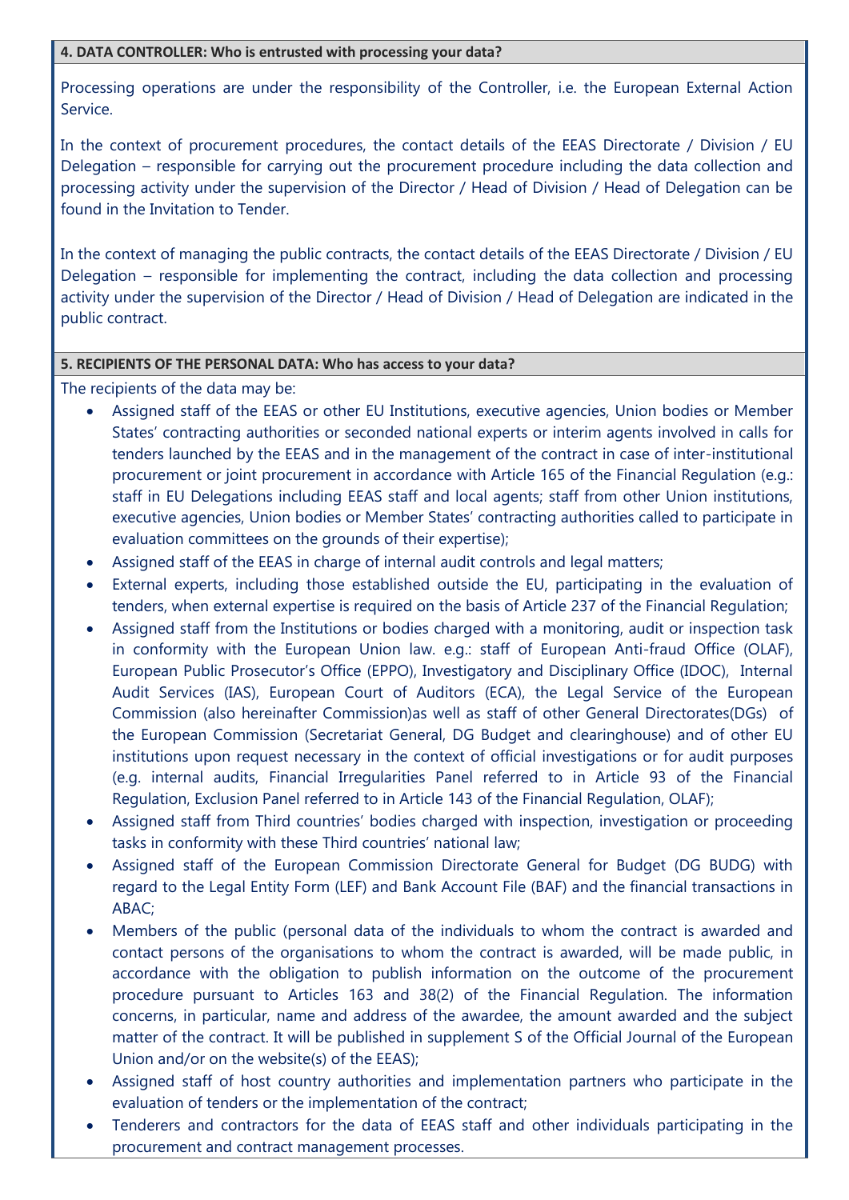**4. DATA CONTROLLER: Who is entrusted with processing your data?**

Processing operations are under the responsibility of the Controller, i.e. the European External Action Service.

In the context of procurement procedures, the contact details of the EEAS Directorate / Division / EU Delegation – responsible for carrying out the procurement procedure including the data collection and processing activity under the supervision of the Director / Head of Division / Head of Delegation can be found in the Invitation to Tender.

In the context of managing the public contracts, the contact details of the EEAS Directorate / Division / EU Delegation – responsible for implementing the contract, including the data collection and processing activity under the supervision of the Director / Head of Division / Head of Delegation are indicated in the public contract.

**5. RECIPIENTS OF THE PERSONAL DATA: Who has access to your data?**

The recipients of the data may be:

- Assigned staff of the EEAS or other EU Institutions, executive agencies, Union bodies or Member States' contracting authorities or seconded national experts or interim agents involved in calls for tenders launched by the EEAS and in the management of the contract in case of inter-institutional procurement or joint procurement in accordance with Article 165 of the Financial Regulation (e.g.: staff in EU Delegations including EEAS staff and local agents; staff from other Union institutions, executive agencies, Union bodies or Member States' contracting authorities called to participate in evaluation committees on the grounds of their expertise);
- Assigned staff of the EEAS in charge of internal audit controls and legal matters;
- External experts, including those established outside the EU, participating in the evaluation of tenders, when external expertise is required on the basis of Article 237 of the Financial Regulation;
- Assigned staff from the Institutions or bodies charged with a monitoring, audit or inspection task in conformity with the European Union law. e.g.: staff of European Anti-fraud Office (OLAF), European Public Prosecutor's Office (EPPO), Investigatory and Disciplinary Office (IDOC), Internal Audit Services (IAS), European Court of Auditors (ECA), the Legal Service of the European Commission (also hereinafter Commission)as well as staff of other General Directorates(DGs) of the European Commission (Secretariat General, DG Budget and clearinghouse) and of other EU institutions upon request necessary in the context of official investigations or for audit purposes (e.g. internal audits, Financial Irregularities Panel referred to in Article 93 of the Financial Regulation, Exclusion Panel referred to in Article 143 of the Financial Regulation, OLAF);
- Assigned staff from Third countries' bodies charged with inspection, investigation or proceeding tasks in conformity with these Third countries' national law;
- Assigned staff of the European Commission Directorate General for Budget (DG BUDG) with regard to the Legal Entity Form (LEF) and Bank Account File (BAF) and the financial transactions in ABAC;
- Members of the public (personal data of the individuals to whom the contract is awarded and contact persons of the organisations to whom the contract is awarded, will be made public, in accordance with the obligation to publish information on the outcome of the procurement procedure pursuant to Articles 163 and 38(2) of the Financial Regulation. The information concerns, in particular, name and address of the awardee, the amount awarded and the subject matter of the contract. It will be published in supplement S of the Official Journal of the European Union and/or on the website(s) of the EEAS);
- Assigned staff of host country authorities and implementation partners who participate in the evaluation of tenders or the implementation of the contract;
- Tenderers and contractors for the data of EEAS staff and other individuals participating in the procurement and contract management processes.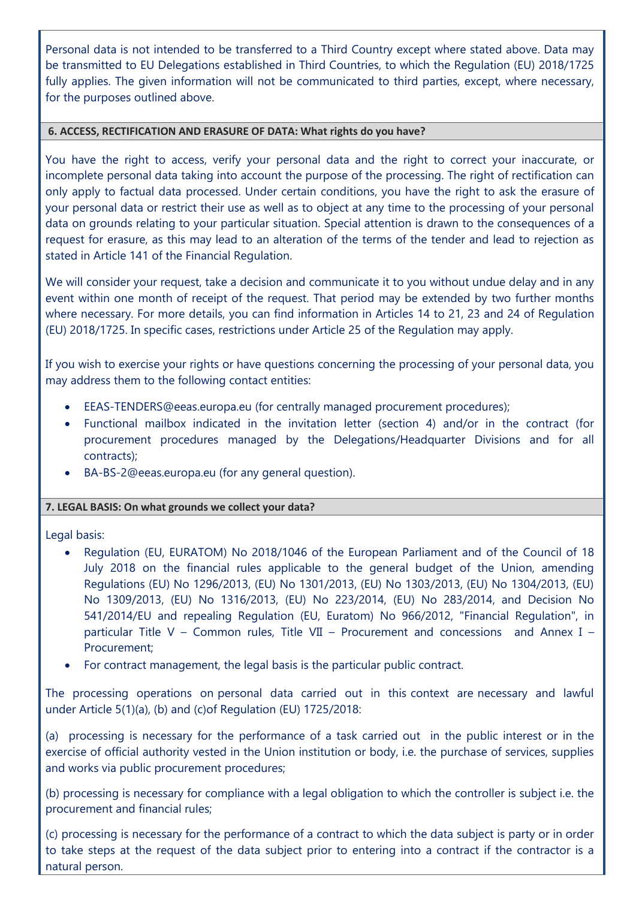Personal data is not intended to be transferred to a Third Country except where stated above. Data may be transmitted to EU Delegations established in Third Countries, to which the Regulation (EU) 2018/1725 fully applies. The given information will not be communicated to third parties, except, where necessary, for the purposes outlined above.

**6. ACCESS, RECTIFICATION AND ERASURE OF DATA: What rights do you have?**

You have the right to access, verify your personal data and the right to correct your inaccurate, or incomplete personal data taking into account the purpose of the processing. The right of rectification can only apply to factual data processed. Under certain conditions, you have the right to ask the erasure of your personal data or restrict their use as well as to object at any time to the processing of your personal data on grounds relating to your particular situation. Special attention is drawn to the consequences of a request for erasure, as this may lead to an alteration of the terms of the tender and lead to rejection as stated in Article 141 of the Financial Regulation.

We will consider your request, take a decision and communicate it to you without undue delay and in any event within one month of receipt of the request. That period may be extended by two further months where necessary. For more details, you can find information in Articles 14 to 21, 23 and 24 of Regulation (EU) 2018/1725. In specific cases, restrictions under Article 25 of the Regulation may apply.

If you wish to exercise your rights or have questions concerning the processing of your personal data, you may address them to the following contact entities:

- EEAS-TENDERS@eeas.europa.eu (for centrally managed procurement procedures);
- Functional mailbox indicated in the invitation letter (section 4) and/or in the contract (for procurement procedures managed by the Delegations/Headquarter Divisions and for all contracts);
- BA-BS-2@eeas.europa.eu (for any general question).

**7. LEGAL BASIS: On what grounds we collect your data?**

Legal basis:

- Regulation (EU, EURATOM) No 2018/1046 of the European Parliament and of the Council of 18 July 2018 on the financial rules applicable to the general budget of the Union, amending Regulations (EU) No 1296/2013, (EU) No 1301/2013, (EU) No 1303/2013, (EU) No 1304/2013, (EU) No 1309/2013, (EU) No 1316/2013, (EU) No 223/2014, (EU) No 283/2014, and Decision No 541/2014/EU and repealing Regulation (EU, Euratom) No 966/2012, "Financial Regulation", in particular Title V – Common rules, Title VII – Procurement and concessions and Annex I – Procurement;
- For contract management, the legal basis is the particular public contract.

The processing operations on personal data carried out in this context are necessary and lawful under Article 5(1)(a), (b) and (c)of Regulation (EU) 1725/2018:

(a) processing is necessary for the performance of a task carried out in the public interest or in the exercise of official authority vested in the Union institution or body, i.e. the purchase of services, supplies and works via public procurement procedures;

(b) processing is necessary for compliance with a legal obligation to which the controller is subject i.e. the procurement and financial rules;

(c) processing is necessary for the performance of a contract to which the data subject is party or in order to take steps at the request of the data subject prior to entering into a contract if the contractor is a natural person.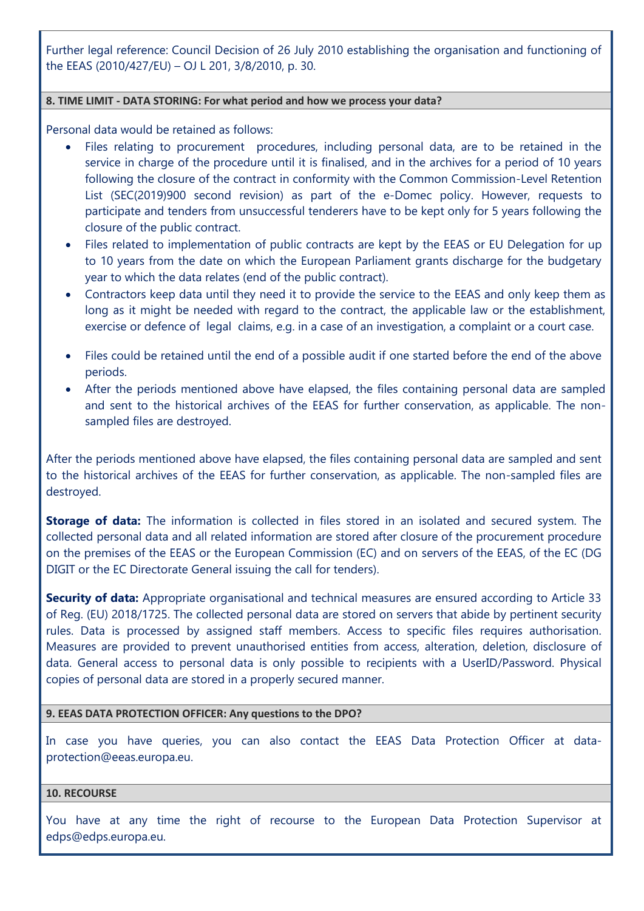Further legal reference: Council Decision of 26 July 2010 establishing the organisation and functioning of the EEAS (2010/427/EU) – OJ L 201, 3/8/2010, p. 30.

**8. TIME LIMIT - DATA STORING: For what period and how we process your data?**

Personal data would be retained as follows:

- Files relating to procurement procedures, including personal data, are to be retained in the service in charge of the procedure until it is finalised, and in the archives for a period of 10 years following the closure of the contract in conformity with the Common Commission-Level Retention List (SEC(2019)900 second revision) as part of the e-Domec policy. However, requests to participate and tenders from unsuccessful tenderers have to be kept only for 5 years following the closure of the public contract.
- Files related to implementation of public contracts are kept by the EEAS or EU Delegation for up to 10 years from the date on which the European Parliament grants discharge for the budgetary year to which the data relates (end of the public contract).
- Contractors keep data until they need it to provide the service to the EEAS and only keep them as long as it might be needed with regard to the contract, the applicable law or the establishment, exercise or defence of legal claims, e.g. in a case of an investigation, a complaint or a court case.
- Files could be retained until the end of a possible audit if one started before the end of the above periods.
- After the periods mentioned above have elapsed, the files containing personal data are sampled and sent to the historical archives of the EEAS for further conservation, as applicable. The non-sampled files are destroyed.

After the periods mentioned above have elapsed, the files containing personal data are sampled and sent to the historical archives of the EEAS for further conservation, as applicable. The non-sampled files are destroyed.

**Storage of data:** The information is collected in files stored in an isolated and secured system. The collected personal data and all related information are stored after closure of the procurement procedure on the premises of the EEAS or the European Commission (EC) and on servers of the EEAS, of the EC (DG DIGIT or the EC Directorate General issuing the call for tenders).

**Security of data:** Appropriate organisational and technical measures are ensured according to Article 33 of Reg. (EU) 2018/1725. The collected personal data are stored on servers that abide by pertinent security rules. Data is processed by assigned staff members. Access to specific files requires authorisation. Measures are provided to prevent unauthorised entities from access, alteration, deletion, disclosure of data. General access to personal data is only possible to recipients with a UserID/Password. Physical copies of personal data are stored in a properly secured manner.

**9. EEAS DATA PROTECTION OFFICER: Any questions to the DPO?**

In case you have queries, you can also contact the EEAS Data Protection Officer at data-protection@eeas.europa.eu.

**10. RECOURSE**

You have at any time the right of recourse to the European Data Protection Supervisor at edps@edps.europa.eu.